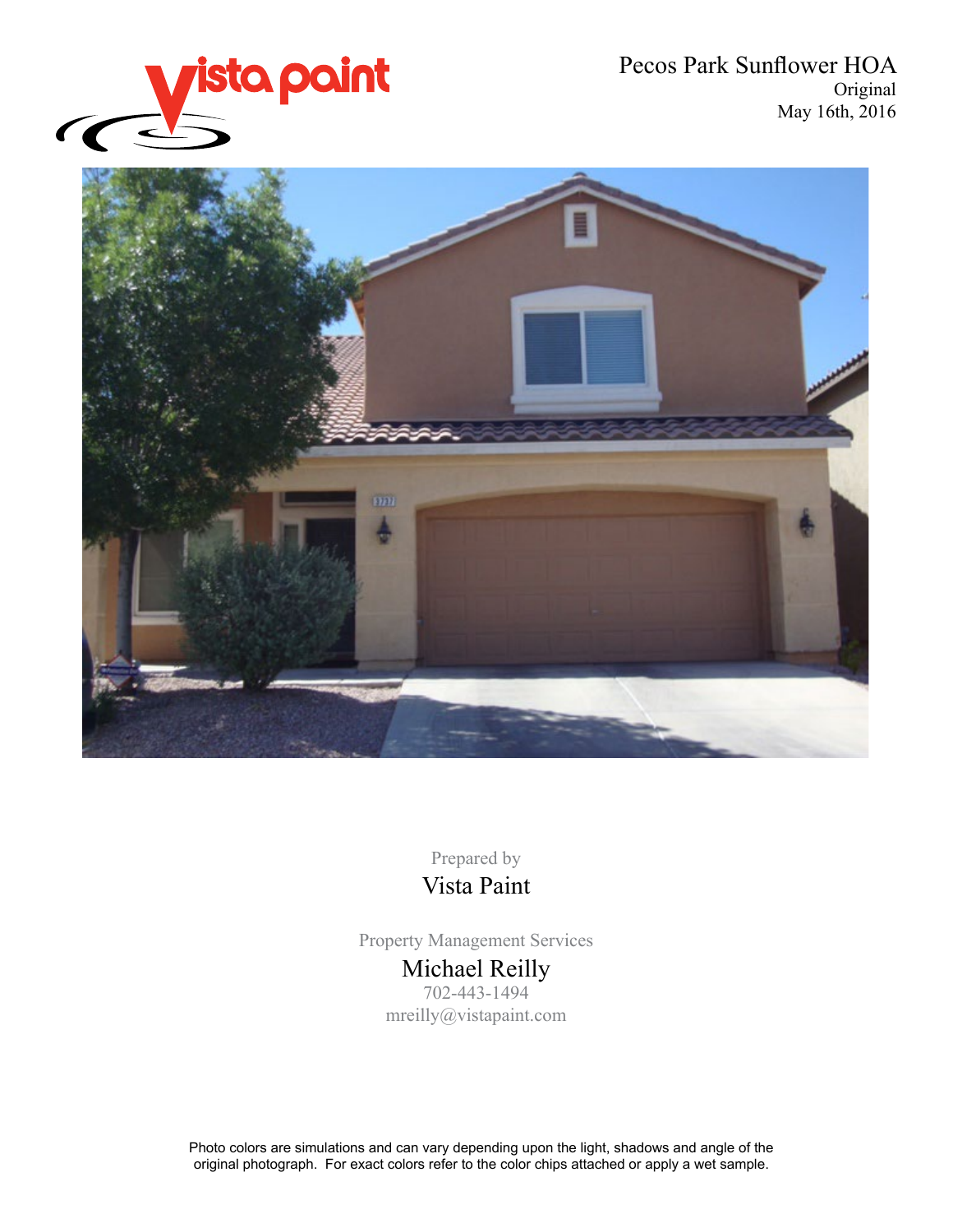Pecos Park Sunflower HOA
Original
May 16th, 2016

Prepared by

Vista Paint

Property Management Services

Michael Reilly

702-443-1494

mreilly@vistapaint.com

Photo colors are simulations and can vary depending upon the light, shadows and angle of the original photograph. For exact colors refer to the color chips attached or apply a wet sample.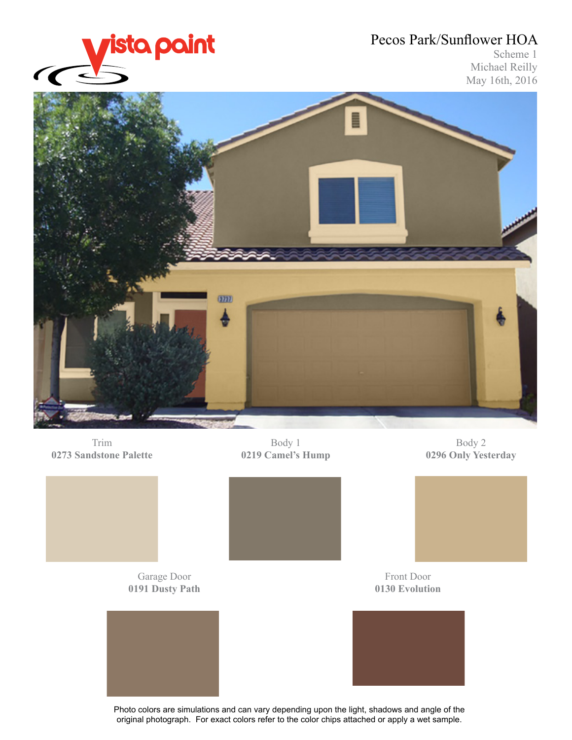vista paint

# Pecos Park/Sunflower HOA

Scheme 1
Michael Reilly
May 16th, 2016

Trim
**0273 Sandstone Palette**

Body 1
**0219 Camel's Hump**

Body 2
**0296 Only Yesterday**

Garage Door
**0191 Dusty Path**

Front Door
**0130 Evolution**

Photo colors are simulations and can vary depending upon the light, shadows and angle of the original photograph. For exact colors refer to the color chips attached or apply a wet sample.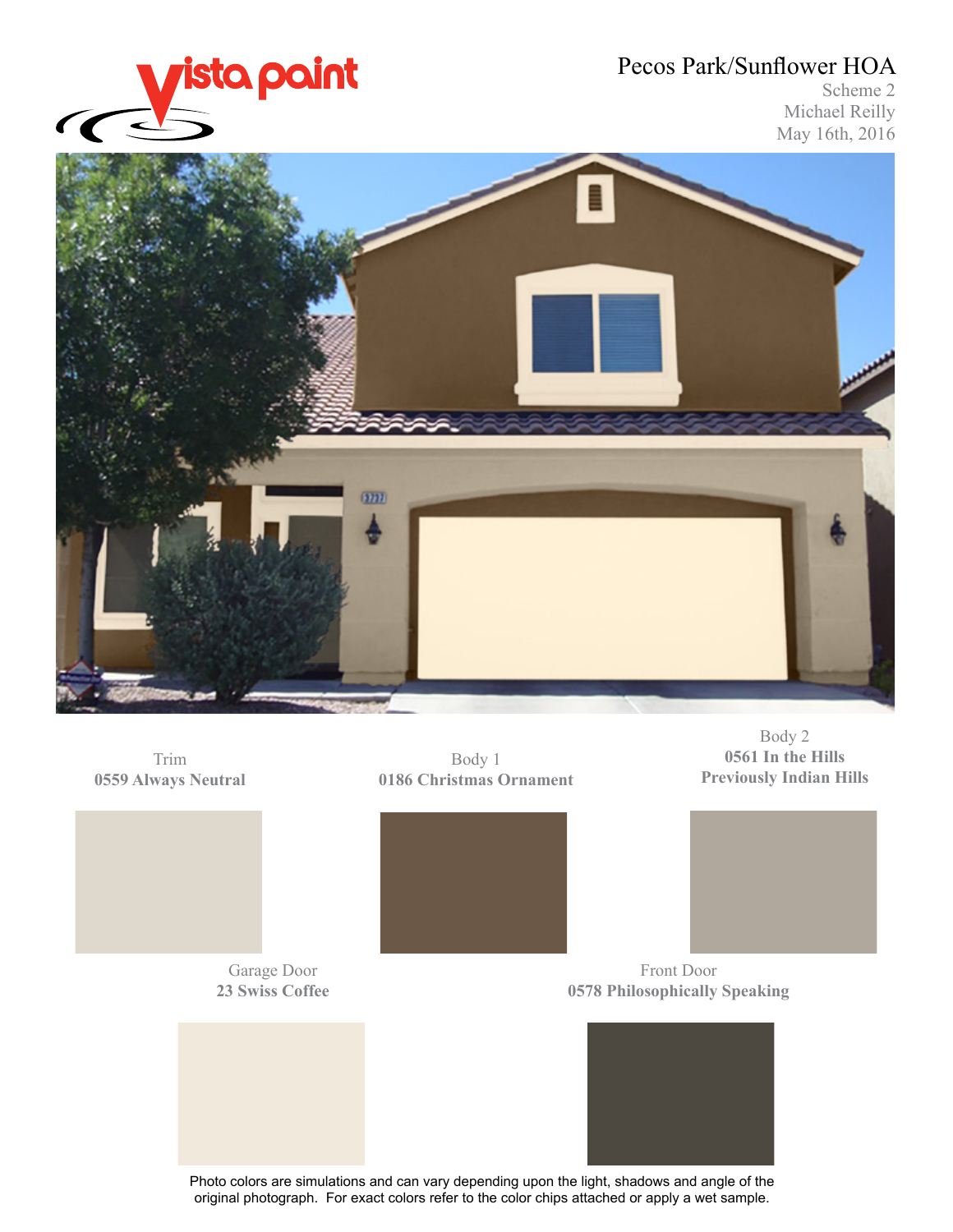vista paint

# Pecos Park/Sunflower HOA

Scheme 2
Michael Reilly
May 16th, 2016

Trim
**0559 Always Neutral**

Body 1
**0186 Christmas Ornament**

Body 2
**0561 In the Hills**
**Previously Indian Hills**

Garage Door
**23 Swiss Coffee**

Front Door
**0578 Philosophically Speaking**

Photo colors are simulations and can vary depending upon the light, shadows and angle of the original photograph. For exact colors refer to the color chips attached or apply a wet sample.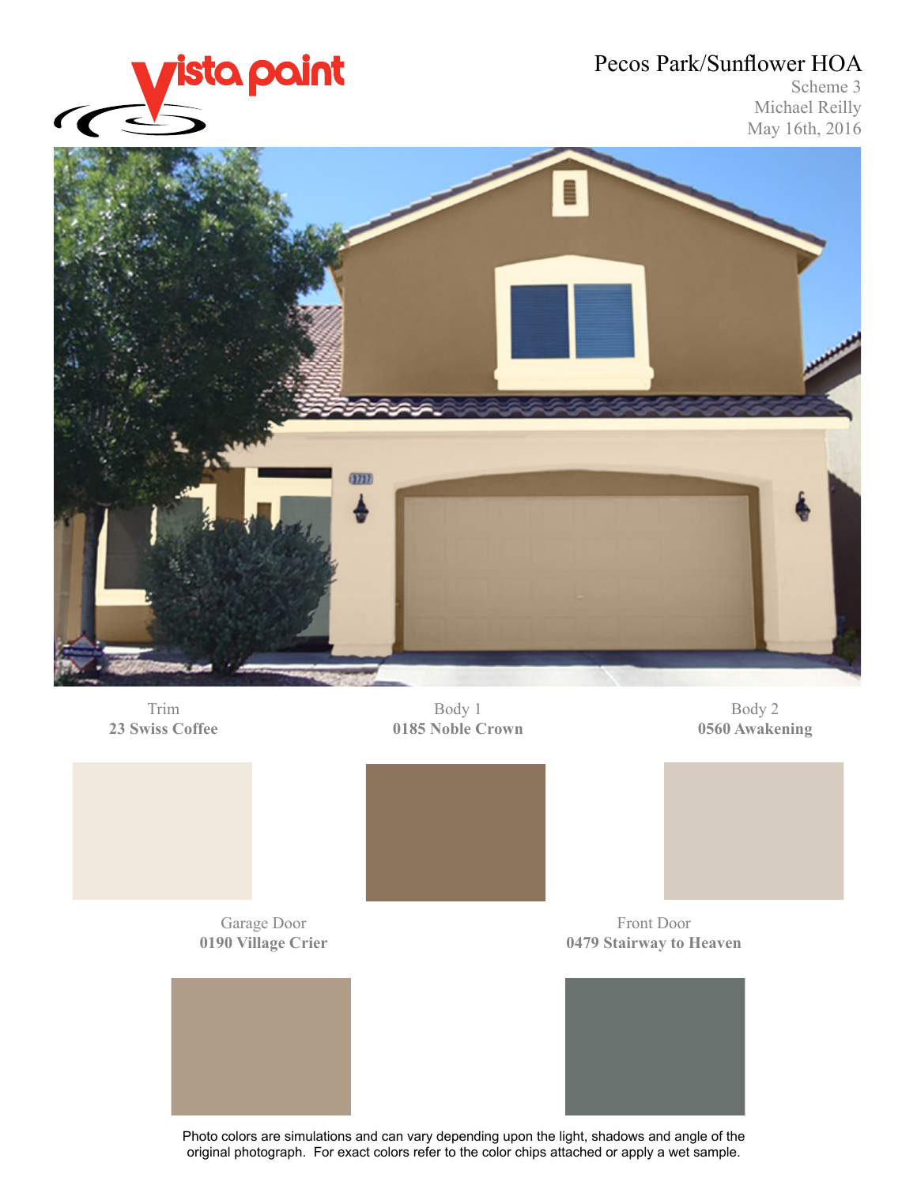vista paint

# Pecos Park/Sunflower HOA

Scheme 3
Michael Reilly
May 16th, 2016

Trim
**23 Swiss Coffee**

Body 1
**0185 Noble Crown**

Body 2
**0560 Awakening**

Garage Door
**0190 Village Crier**

Front Door
**0479 Stairway to Heaven**

Photo colors are simulations and can vary depending upon the light, shadows and angle of the original photograph. For exact colors refer to the color chips attached or apply a wet sample.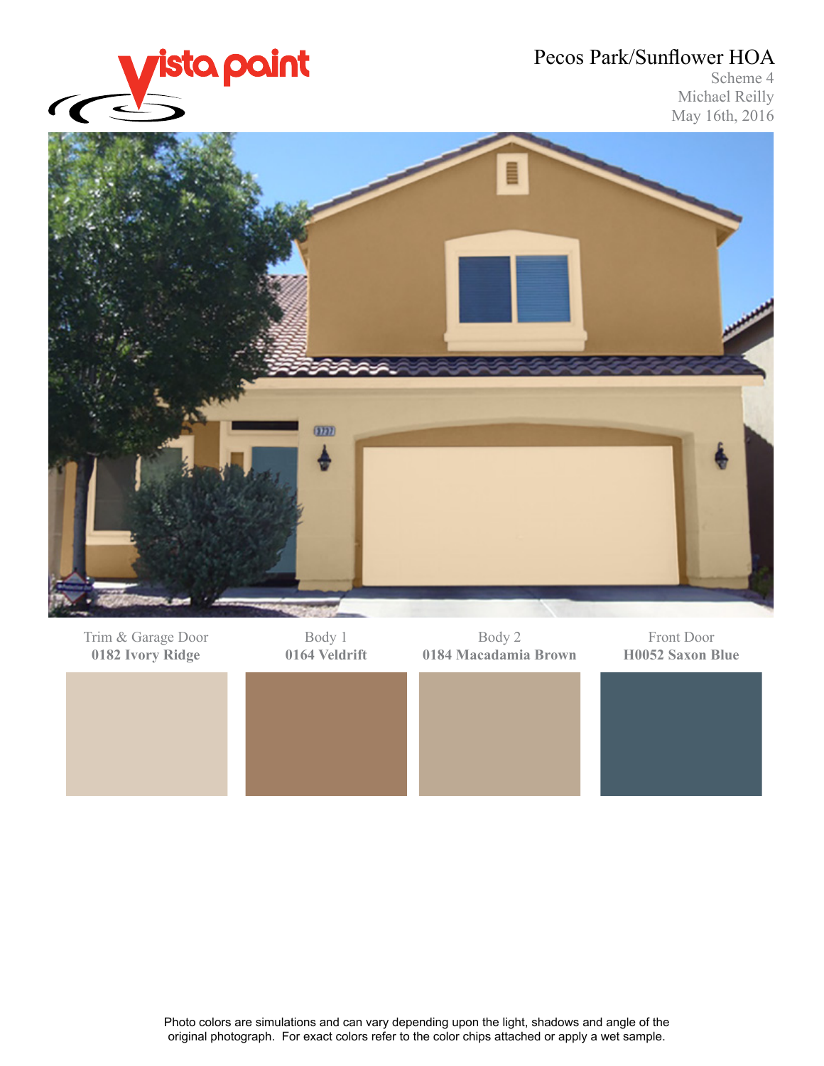vista paint

# Pecos Park/Sunflower HOA

Scheme 4
Michael Reilly
May 16th, 2016

Trim & Garage Door
**0182 Ivory Ridge**

Body 1
**0164 Veldrift**

Body 2
**0184 Macadamia Brown**

Front Door
**H0052 Saxon Blue**

Photo colors are simulations and can vary depending upon the light, shadows and angle of the original photograph. For exact colors refer to the color chips attached or apply a wet sample.